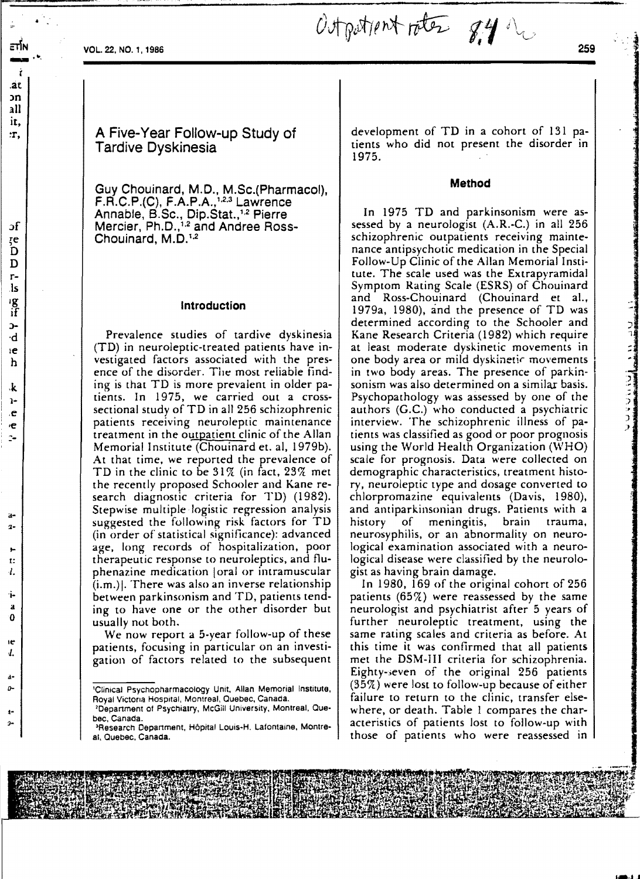# A Five-Year Follow-up Study of Tardive Dyskinesia

Guy Chouinard, M.D., M.Sc.(Pharmacol), F.R.C.P.(C), F.A.P.A.,[1,2,3] Lawrence Annable, B.Sc., Dip.Stat.,[1,2] Pierre Mercier, Ph.D.,[1,2] and Andree Ross-Chouinard, M.D.[1,2]

## Introduction

Prevalence studies of tardive dyskinesia (TD) in neuroleptic-treated patients have investigated factors associated with the presence of the disorder. The most reliable finding is that TD is more prevalent in older patients. In 1975, we carried out a cross-sectional study of TD in all 256 schizophrenic patients receiving neuroleptic maintenance treatment in the outpatient clinic of the Allan Memorial Institute (Chouinard et. al, 1979b). At that time, we reported the prevalence of TD in the clinic to be 31% (in fact, 23% met the recently proposed Schooler and Kane research diagnostic criteria for TD) (1982). Stepwise multiple logistic regression analysis suggested the following risk factors for TD (in order of statistical significance): advanced age, long records of hospitalization, poor therapeutic response to neuroleptics, and fluphenazine medication [oral or intramuscular (i.m.)]. There was also an inverse relationship between parkinsonism and TD, patients tending to have one or the other disorder but usually not both.

We now report a 5-year follow-up of these patients, focusing in particular on an investigation of factors related to the subsequent development of TD in a cohort of 131 patients who did not present the disorder in 1975.

## Method

In 1975 TD and parkinsonism were assessed by a neurologist (A.R.-C.) in all 256 schizophrenic outpatients receiving maintenance antipsychotic medication in the Special Follow-Up Clinic of the Allan Memorial Institute. The scale used was the Extrapyramidal Symptom Rating Scale (ESRS) of Chouinard and Ross-Chouinard (Chouinard et al., 1979a, 1980), and the presence of TD was determined according to the Schooler and Kane Research Criteria (1982) which require at least moderate dyskinetic movements in one body area or mild dyskinetic movements in two body areas. The presence of parkinsonism was also determined on a similar basis. Psychopathology was assessed by one of the authors (G.C.) who conducted a psychiatric interview. The schizophrenic illness of patients was classified as good or poor prognosis using the World Health Organization (WHO) scale for prognosis. Data were collected on demographic characteristics, treatment history, neuroleptic type and dosage converted to chlorpromazine equivalents (Davis, 1980), and antiparkinsonian drugs. Patients with a history of meningitis, brain trauma, neurosyphilis, or an abnormality on neurological examination associated with a neurological disease were classified by the neurologist as having brain damage.

In 1980, 169 of the original cohort of 256 patients (65%) were reassessed by the same neurologist and psychiatrist after 5 years of further neuroleptic treatment, using the same rating scales and criteria as before. At this time it was confirmed that all patients met the DSM-III criteria for schizophrenia. Eighty-seven of the original 256 patients (35%) were lost to follow-up because of either failure to return to the clinic, transfer elsewhere, or death. Table 1 compares the characteristics of patients lost to follow-up with those of patients who were reassessed in

---

[1] Clinical Psychopharmacology Unit, Allan Memorial Institute, Royal Victoria Hospital, Montreal, Quebec, Canada.

[2] Department of Psychiatry, McGill University, Montreal, Quebec, Canada.

[3] Research Department, Hôpital Louis-H. Lafontaine, Montreal, Quebec, Canada.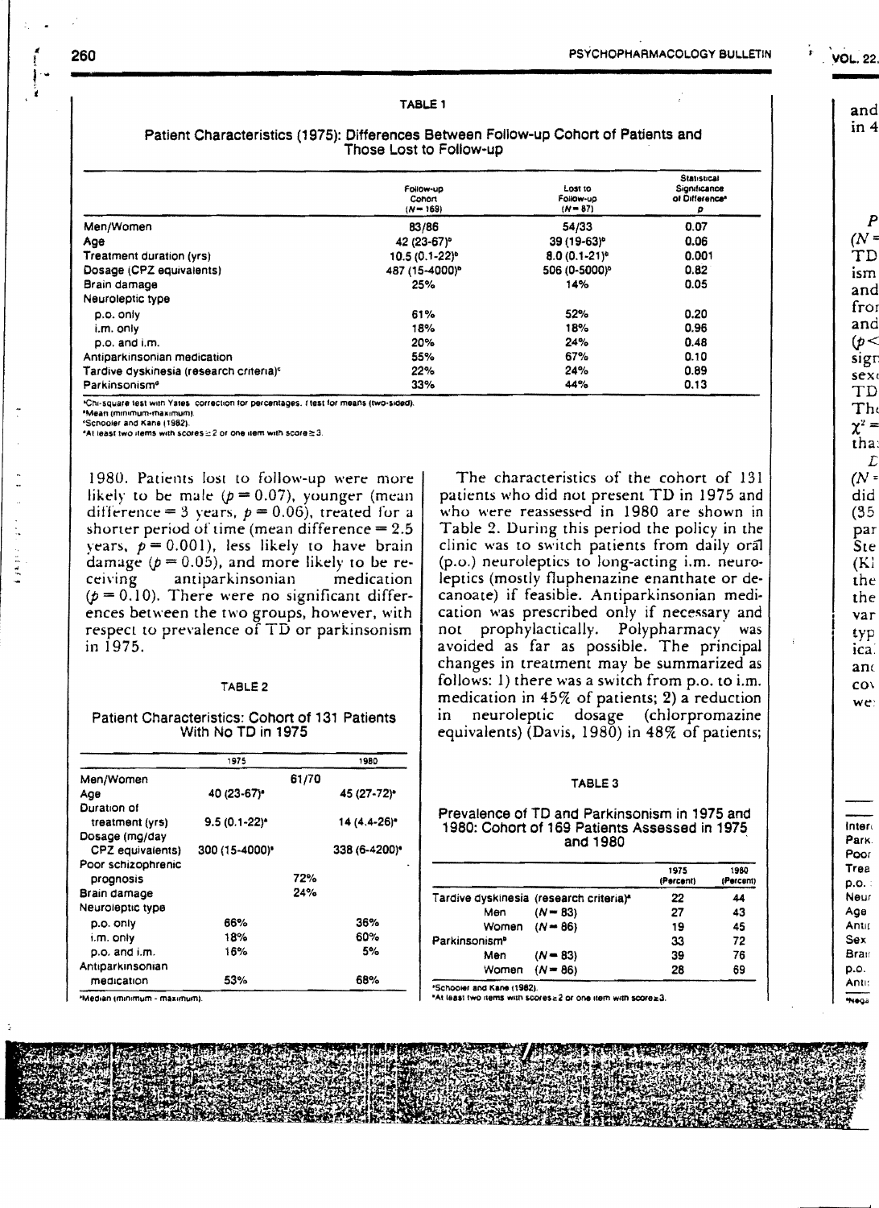**TABLE 1**

**Patient Characteristics (1975): Differences Between Follow-up Cohort of Patients and Those Lost to Follow-up**

| | Follow-up Cohort (N = 169) | Lost to Follow-up (N = 87) | Statistical Significance of Difference[a] p |
|---|---|---|---|
| Men/Women | 83/86 | 54/33 | 0.07 |
| Age | 42 (23-67)[b] | 39 (19-63)[b] | 0.06 |
| Treatment duration (yrs) | 10.5 (0.1-22)[b] | 8.0 (0.1-21)[b] | 0.001 |
| Dosage (CPZ equivalents) | 487 (15-4000)[b] | 506 (0-5000)[b] | 0.82 |
| Brain damage | 25% | 14% | 0.05 |
| Neuroleptic type | | | |
| p.o. only | 61% | 52% | 0.20 |
| i.m. only | 18% | 18% | 0.96 |
| p.o. and i.m. | 20% | 24% | 0.48 |
| Antiparkinsonian medication | 55% | 67% | 0.10 |
| Tardive dyskinesia (research criteria)[c] | 22% | 24% | 0.89 |
| Parkinsonism[d] | 33% | 44% | 0.13 |

[a]Chi-square test with Yates' correction for percentages, t test for means (two-sided).
[b]Mean (minimum-maximum).
[c]Schooler and Kane (1982).
[d]At least two items with scores ≥2 or one item with score ≥3.

1980. Patients lost to follow-up were more likely to be male ($p = 0.07$), younger (mean difference = 3 years, $p = 0.06$), treated for a shorter period of time (mean difference = 2.5 years, $p = 0.001$), less likely to have brain damage ($p = 0.05$), and more likely to be receiving antiparkinsonian medication ($p = 0.10$). There were no significant differences between the two groups, however, with respect to prevalence of TD or parkinsonism in 1975.

**TABLE 2**

**Patient Characteristics: Cohort of 131 Patients With No TD in 1975**

| | 1975 | | 1980 |
|---|---|---|---|
| Men/Women | | 61/70 | |
| Age | 40 (23-67)[a] | | 45 (27-72)[a] |
| Duration of treatment (yrs) | 9.5 (0.1-22)[a] | | 14 (4.4-26)[a] |
| Dosage (mg/day CPZ equivalents) | 300 (15-4000)[a] | | 338 (6-4200)[a] |
| Poor schizophrenic prognosis | | 72% | |
| Brain damage | | 24% | |
| Neuroleptic type | | | |
| p.o. only | 66% | | 36% |
| i.m. only | 18% | | 60% |
| p.o. and i.m. | 16% | | 5% |
| Antiparkinsonian medication | 53% | | 68% |

[a]Median (minimum - maximum).

The characteristics of the cohort of 131 patients who did not present TD in 1975 and who were reassessed in 1980 are shown in Table 2. During this period the policy in the clinic was to switch patients from daily oral (p.o.) neuroleptics to long-acting i.m. neuroleptics (mostly fluphenazine enanthate or decanoate) if feasible. Antiparkinsonian medication was prescribed only if necessary and not prophylactically. Polypharmacy was avoided as far as possible. The principal changes in treatment may be summarized as follows: 1) there was a switch from p.o. to i.m. medication in 45% of patients; 2) a reduction in neuroleptic dosage (chlorpromazine equivalents) (Davis, 1980) in 48% of patients;

**TABLE 3**

**Prevalence of TD and Parkinsonism in 1975 and 1980: Cohort of 169 Patients Assessed in 1975 and 1980**

| | 1975 (Percent) | 1980 (Percent) |
|---|---|---|
| Tardive dyskinesia (research criteria)[a] | 22 | 44 |
| Men (N = 83) | 27 | 43 |
| Women (N = 86) | 19 | 45 |
| Parkinsonism[b] | 33 | 72 |
| Men (N = 83) | 39 | 76 |
| Women (N = 86) | 28 | 69 |

[a]Schooler and Kane (1982).
[b]At least two items with scores ≥2 or one item with score ≥3.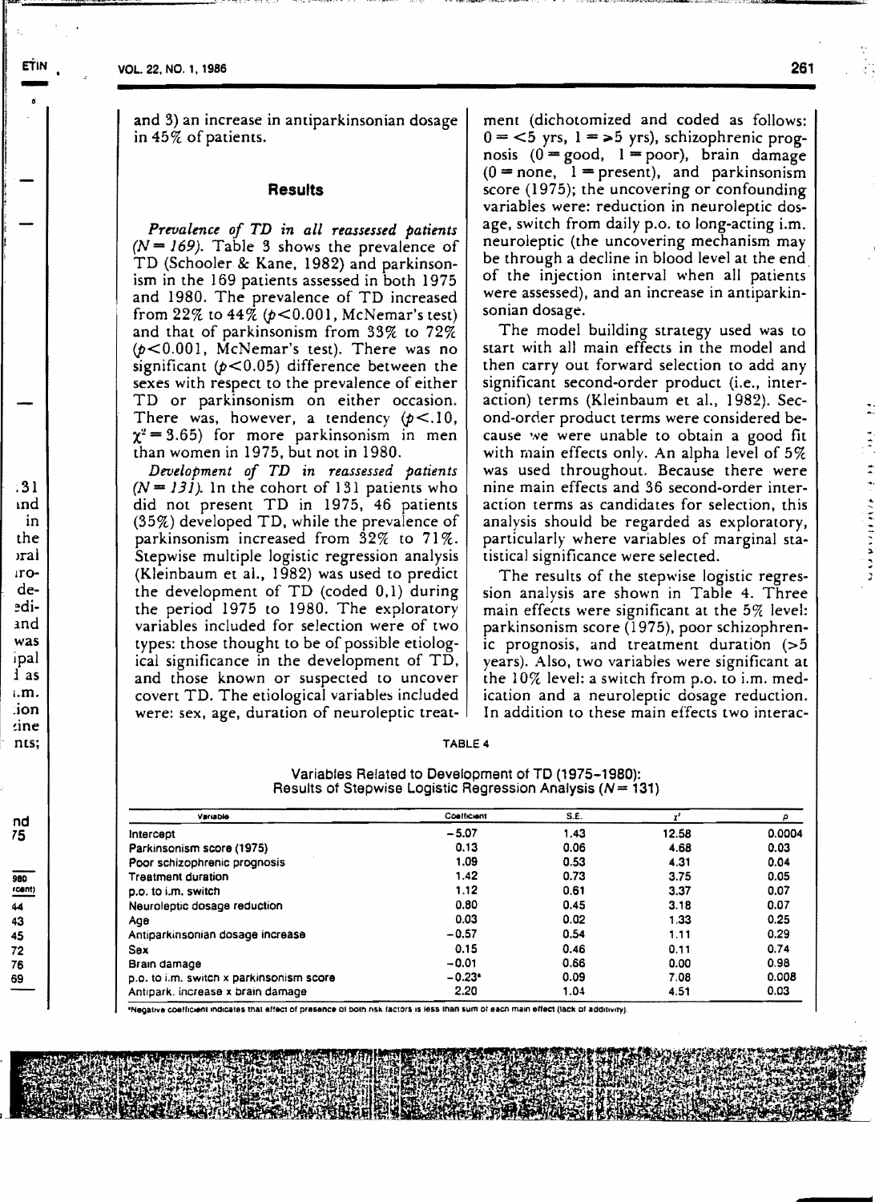and 3) an increase in antiparkinsonian dosage in 45% of patients.

## Results

*Prevalence of TD in all reassessed patients (N = 169).* Table 3 shows the prevalence of TD (Schooler & Kane, 1982) and parkinsonism in the 169 patients assessed in both 1975 and 1980. The prevalence of TD increased from 22% to 44% ($p<0.001$, McNemar's test) and that of parkinsonism from 33% to 72% ($p<0.001$, McNemar's test). There was no significant ($p<0.05$) difference between the sexes with respect to the prevalence of either TD or parkinsonism on either occasion. There was, however, a tendency ($p<.10$, $\chi^2 = 3.65$) for more parkinsonism in men than women in 1975, but not in 1980.

*Development of TD in reassessed patients (N = 131).* In the cohort of 131 patients who did not present TD in 1975, 46 patients (35%) developed TD, while the prevalence of parkinsonism increased from 32% to 71%. Stepwise multiple logistic regression analysis (Kleinbaum et al., 1982) was used to predict the development of TD (coded 0,1) during the period 1975 to 1980. The exploratory variables included for selection were of two types: those thought to be of possible etiological significance in the development of TD, and those known or suspected to uncover covert TD. The etiological variables included were: sex, age, duration of neuroleptic treatment (dichotomized and coded as follows: 0 = <5 yrs, 1 = ≥5 yrs), schizophrenic prognosis (0 = good, 1 = poor), brain damage (0 = none, 1 = present), and parkinsonism score (1975); the uncovering or confounding variables were: reduction in neuroleptic dosage, switch from daily p.o. to long-acting i.m. neuroleptic (the uncovering mechanism may be through a decline in blood level at the end of the injection interval when all patients were assessed), and an increase in antiparkinsonian dosage.

The model building strategy used was to start with all main effects in the model and then carry out forward selection to add any significant second-order product (i.e., interaction) terms (Kleinbaum et al., 1982). Second-order product terms were considered because we were unable to obtain a good fit with main effects only. An alpha level of 5% was used throughout. Because there were nine main effects and 36 second-order interaction terms as candidates for selection, this analysis should be regarded as exploratory, particularly where variables of marginal statistical significance were selected.

The results of the stepwise logistic regression analysis are shown in Table 4. Three main effects were significant at the 5% level: parkinsonism score (1975), poor schizophrenic prognosis, and treatment duration (>5 years). Also, two variables were significant at the 10% level: a switch from p.o. to i.m. medication and a neuroleptic dosage reduction. In addition to these main effects two interac-

TABLE 4

Variables Related to Development of TD (1975–1980): Results of Stepwise Logistic Regression Analysis (N = 131)

| Variable | Coefficient | S.E. | $\chi^2$ | p |
|---|---|---|---|---|
| Intercept | −5.07 | 1.43 | 12.58 | 0.0004 |
| Parkinsonism score (1975) | 0.13 | 0.06 | 4.68 | 0.03 |
| Poor schizophrenic prognosis | 1.09 | 0.53 | 4.31 | 0.04 |
| Treatment duration | 1.42 | 0.73 | 3.75 | 0.05 |
| p.o. to i.m. switch | 1.12 | 0.61 | 3.37 | 0.07 |
| Neuroleptic dosage reduction | 0.80 | 0.45 | 3.18 | 0.07 |
| Age | 0.03 | 0.02 | 1.33 | 0.25 |
| Antiparkinsonian dosage increase | −0.57 | 0.54 | 1.11 | 0.29 |
| Sex | 0.15 | 0.46 | 0.11 | 0.74 |
| Brain damage | −0.01 | 0.66 | 0.00 | 0.98 |
| p.o. to i.m. switch x parkinsonism score | −0.23* | 0.09 | 7.08 | 0.008 |
| Antipark. increase x brain damage | 2.20 | 1.04 | 4.51 | 0.03 |

*Negative coefficient indicates that effect of presence of both risk factors is less than sum of each main effect (lack of additivity).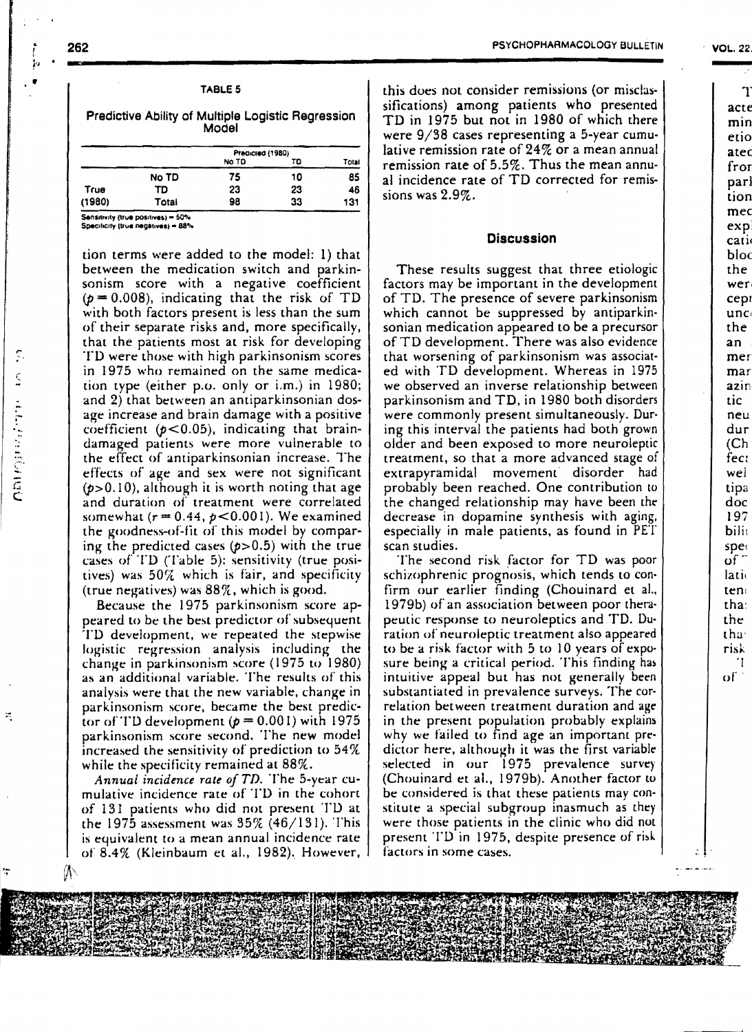**TABLE 5**

**Predictive Ability of Multiple Logistic Regression Model**

| | | Predicted (1980) | | |
|---|---|---|---|---|
| | | No TD | TD | Total |
| True (1980) | No TD | 75 | 10 | 85 |
| | TD | 23 | 23 | 46 |
| | Total | 98 | 33 | 131 |

Sensitivity (true positives) = 50%
Specificity (true negatives) = 88%

tion terms were added to the model: 1) that between the medication switch and parkinsonism score with a negative coefficient ($p = 0.008$), indicating that the risk of TD with both factors present is less than the sum of their separate risks and, more specifically, that the patients most at risk for developing TD were those with high parkinsonism scores in 1975 who remained on the same medication type (either p.o. only or i.m.) in 1980; and 2) that between an antiparkinsonian dosage increase and brain damage with a positive coefficient ($p < 0.05$), indicating that brain-damaged patients were more vulnerable to the effect of antiparkinsonian increase. The effects of age and sex were not significant ($p > 0.10$), although it is worth noting that age and duration of treatment were correlated somewhat ($r = 0.44$, $p < 0.001$). We examined the goodness-of-fit of this model by comparing the predicted cases ($p > 0.5$) with the true cases of TD (Table 5): sensitivity (true positives) was 50% which is fair, and specificity (true negatives) was 88%, which is good.

Because the 1975 parkinsonism score appeared to be the best predictor of subsequent TD development, we repeated the stepwise logistic regression analysis including the change in parkinsonism score (1975 to 1980) as an additional variable. The results of this analysis were that the new variable, change in parkinsonism score, became the best predictor of TD development ($p = 0.001$) with 1975 parkinsonism score second. The new model increased the sensitivity of prediction to 54% while the specificity remained at 88%.

*Annual incidence rate of TD.* The 5-year cumulative incidence rate of TD in the cohort of 131 patients who did not present TD at the 1975 assessment was 35% (46/131). This is equivalent to a mean annual incidence rate of 8.4% (Kleinbaum et al., 1982). However, this does not consider remissions (or misclassifications) among patients who presented TD in 1975 but not in 1980 of which there were 9/38 cases representing a 5-year cumulative remission rate of 24% or a mean annual remission rate of 5.5%. Thus the mean annual incidence rate of TD corrected for remissions was 2.9%.

## Discussion

These results suggest that three etiologic factors may be important in the development of TD. The presence of severe parkinsonism which cannot be suppressed by antiparkinsonian medication appeared to be a precursor of TD development. There was also evidence that worsening of parkinsonism was associated with TD development. Whereas in 1975 we observed an inverse relationship between parkinsonism and TD, in 1980 both disorders were commonly present simultaneously. During this interval the patients had both grown older and been exposed to more neuroleptic treatment, so that a more advanced stage of extrapyramidal movement disorder had probably been reached. One contribution to the changed relationship may have been the decrease in dopamine synthesis with aging, especially in male patients, as found in PET scan studies.

The second risk factor for TD was poor schizophrenic prognosis, which tends to confirm our earlier finding (Chouinard et al., 1979b) of an association between poor therapeutic response to neuroleptics and TD. Duration of neuroleptic treatment also appeared to be a risk factor with 5 to 10 years of exposure being a critical period. This finding has intuitive appeal but has not generally been substantiated in prevalence surveys. The correlation between treatment duration and age in the present population probably explains why we failed to find age an important predictor here, although it was the first variable selected in our 1975 prevalence survey (Chouinard et al., 1979b). Another factor to be considered is that these patients may constitute a special subgroup inasmuch as they were those patients in the clinic who did not present TD in 1975, despite presence of risk factors in some cases.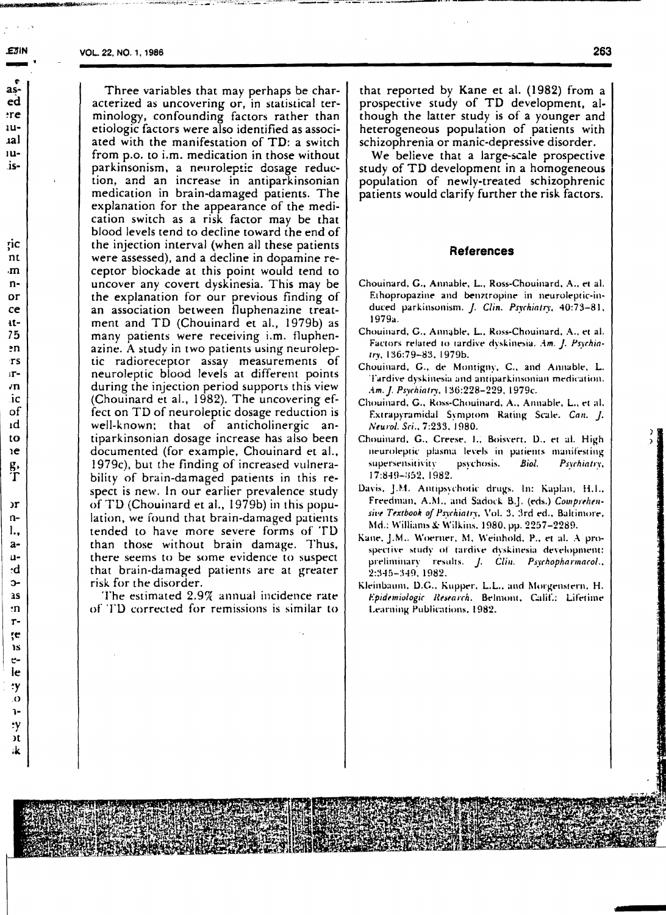Three variables that may perhaps be characterized as uncovering or, in statistical terminology, confounding factors rather than etiologic factors were also identified as associated with the manifestation of TD: a switch from p.o. to i.m. medication in those without parkinsonism, a neuroleptic dosage reduction, and an increase in antiparkinsonian medication in brain-damaged patients. The explanation for the appearance of the medication switch as a risk factor may be that blood levels tend to decline toward the end of the injection interval (when all these patients were assessed), and a decline in dopamine receptor blockade at this point would tend to uncover any covert dyskinesia. This may be the explanation for our previous finding of an association between fluphenazine treatment and TD (Chouinard et al., 1979b) as many patients were receiving i.m. fluphenazine. A study in two patients using neuroleptic radioreceptor assay measurements of neuroleptic blood levels at different points during the injection period supports this view (Chouinard et al., 1982). The uncovering effect on TD of neuroleptic dosage reduction is well-known; that of anticholinergic antiparkinsonian dosage increase has also been documented (for example, Chouinard et al., 1979c), but the finding of increased vulnerability of brain-damaged patients in this respect is new. In our earlier prevalence study of TD (Chouinard et al., 1979b) in this population, we found that brain-damaged patients tended to have more severe forms of TD than those without brain damage. Thus, there seems to be some evidence to suspect that brain-damaged patients are at greater risk for the disorder.

The estimated 2.9% annual incidence rate of TD corrected for remissions is similar to that reported by Kane et al. (1982) from a prospective study of TD development, although the latter study is of a younger and heterogeneous population of patients with schizophrenia or manic-depressive disorder.

We believe that a large-scale prospective study of TD development in a homogeneous population of newly-treated schizophrenic patients would clarify further the risk factors.

## References

Chouinard, G., Annable, L., Ross-Chouinard, A., et al. Ethopropazine and benztropine in neuroleptic-induced parkinsonism. *J. Clin. Psychiatry*, 40:73–81, 1979a.

Chouinard, G., Annable, L., Ross-Chouinard, A., et al. Factors related to tardive dyskinesia. *Am. J. Psychiatry*, 136:79–83, 1979b.

Chouinard, G., de Montigny, C., and Annable, L. Tardive dyskinesia and antiparkinsonian medication. *Am. J. Psychiatry*, 136:228–229, 1979c.

Chouinard, G., Ross-Chouinard, A., Annable, L., et al. Extrapyramidal Symptom Rating Scale. *Can. J. Neurol. Sci.*, 7:233, 1980.

Chouinard, G., Creese, I., Boisvert, D., et al. High neuroleptic plasma levels in patients manifesting supersensitivity psychosis. *Biol. Psychiatry*, 17:849–852, 1982.

Davis, J.M. Antipsychotic drugs. In: Kaplan, H.I., Freedman, A.M., and Sadock B.J. (eds.) *Comprehensive Textbook of Psychiatry*, Vol. 3, 3rd ed., Baltimore, Md.: Williams & Wilkins, 1980, pp. 2257–2289.

Kane, J.M., Woerner, M., Weinhold, P., et al. A prospective study of tardive dyskinesia development: preliminary results. *J. Clin. Psychopharmacol.*, 2:345–349, 1982.

Kleinbaum, D.G., Kupper, L.L., and Morgenstern, H. *Epidemiologic Research*. Belmont, Calif.: Lifetime Learning Publications, 1982.